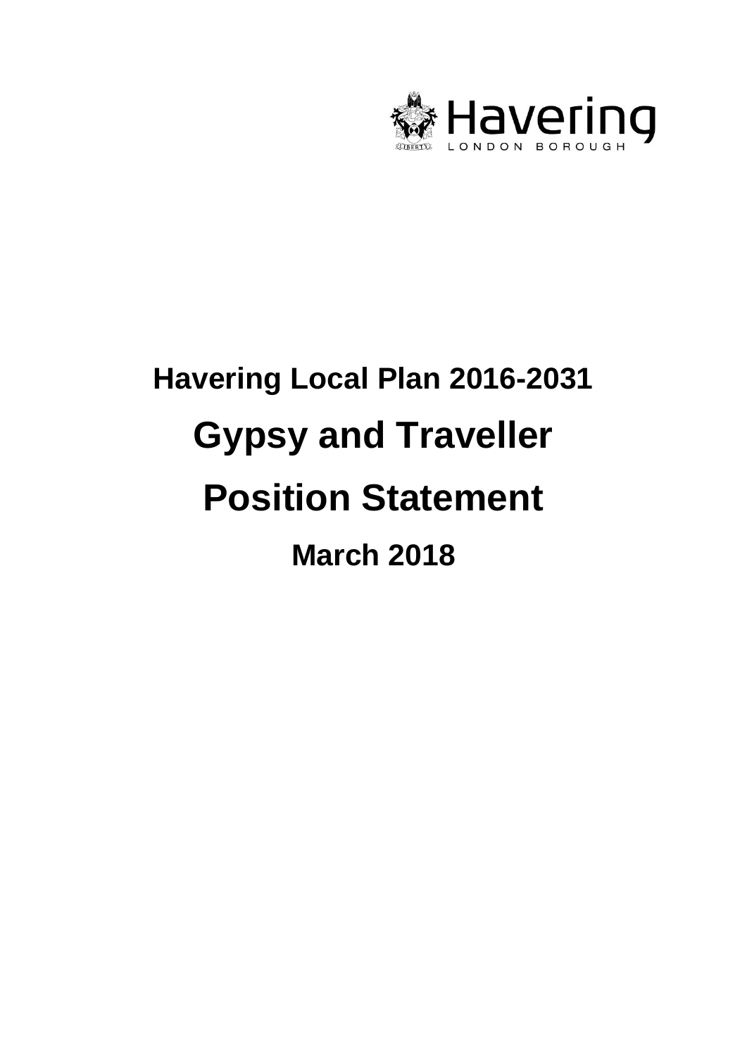Havering
LONDON BOROUGH

# Havering Local Plan 2016-2031

# Gypsy and Traveller

# Position Statement

## March 2018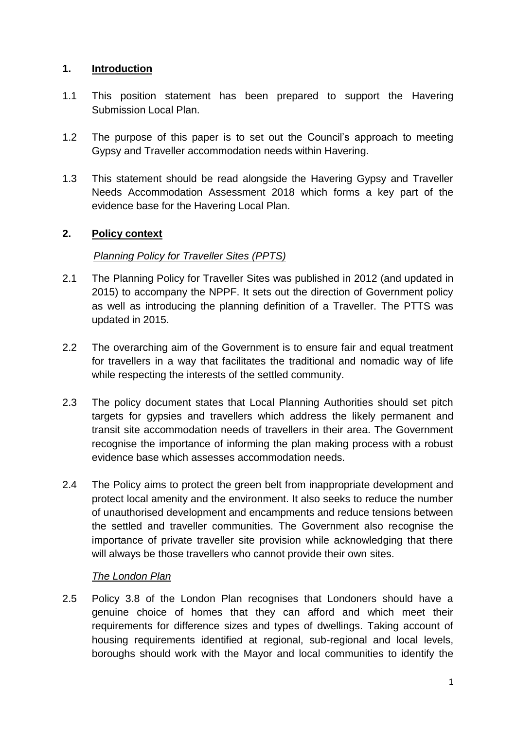## 1. Introduction

1.1 This position statement has been prepared to support the Havering Submission Local Plan.

1.2 The purpose of this paper is to set out the Council's approach to meeting Gypsy and Traveller accommodation needs within Havering.

1.3 This statement should be read alongside the Havering Gypsy and Traveller Needs Accommodation Assessment 2018 which forms a key part of the evidence base for the Havering Local Plan.

## 2. Policy context

*Planning Policy for Traveller Sites (PPTS)*

2.1 The Planning Policy for Traveller Sites was published in 2012 (and updated in 2015) to accompany the NPPF. It sets out the direction of Government policy as well as introducing the planning definition of a Traveller. The PTTS was updated in 2015.

2.2 The overarching aim of the Government is to ensure fair and equal treatment for travellers in a way that facilitates the traditional and nomadic way of life while respecting the interests of the settled community.

2.3 The policy document states that Local Planning Authorities should set pitch targets for gypsies and travellers which address the likely permanent and transit site accommodation needs of travellers in their area. The Government recognise the importance of informing the plan making process with a robust evidence base which assesses accommodation needs.

2.4 The Policy aims to protect the green belt from inappropriate development and protect local amenity and the environment. It also seeks to reduce the number of unauthorised development and encampments and reduce tensions between the settled and traveller communities. The Government also recognise the importance of private traveller site provision while acknowledging that there will always be those travellers who cannot provide their own sites.

*The London Plan*

2.5 Policy 3.8 of the London Plan recognises that Londoners should have a genuine choice of homes that they can afford and which meet their requirements for difference sizes and types of dwellings. Taking account of housing requirements identified at regional, sub-regional and local levels, boroughs should work with the Mayor and local communities to identify the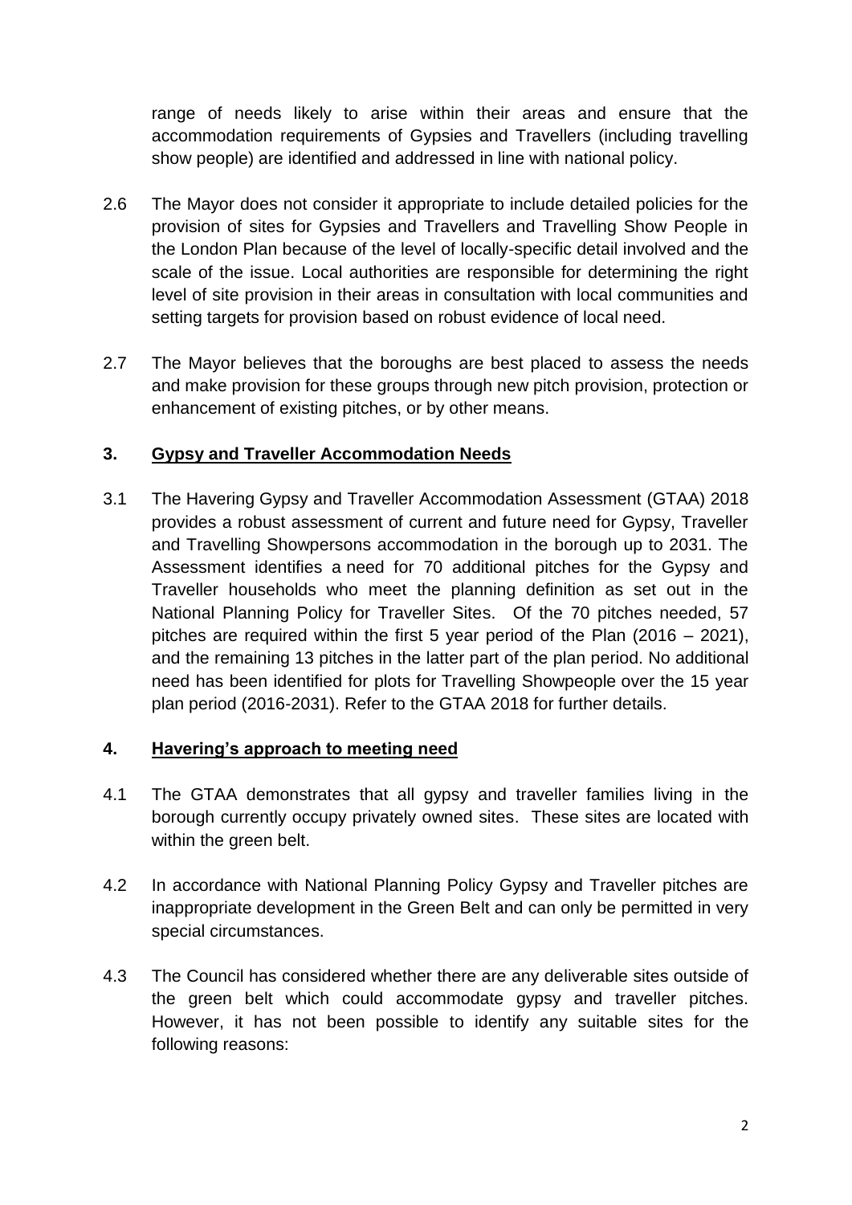range of needs likely to arise within their areas and ensure that the accommodation requirements of Gypsies and Travellers (including travelling show people) are identified and addressed in line with national policy.

2.6 The Mayor does not consider it appropriate to include detailed policies for the provision of sites for Gypsies and Travellers and Travelling Show People in the London Plan because of the level of locally-specific detail involved and the scale of the issue. Local authorities are responsible for determining the right level of site provision in their areas in consultation with local communities and setting targets for provision based on robust evidence of local need.

2.7 The Mayor believes that the boroughs are best placed to assess the needs and make provision for these groups through new pitch provision, protection or enhancement of existing pitches, or by other means.

## 3. Gypsy and Traveller Accommodation Needs

3.1 The Havering Gypsy and Traveller Accommodation Assessment (GTAA) 2018 provides a robust assessment of current and future need for Gypsy, Traveller and Travelling Showpersons accommodation in the borough up to 2031. The Assessment identifies a need for 70 additional pitches for the Gypsy and Traveller households who meet the planning definition as set out in the National Planning Policy for Traveller Sites. Of the 70 pitches needed, 57 pitches are required within the first 5 year period of the Plan (2016 – 2021), and the remaining 13 pitches in the latter part of the plan period. No additional need has been identified for plots for Travelling Showpeople over the 15 year plan period (2016-2031). Refer to the GTAA 2018 for further details.

## 4. Havering's approach to meeting need

4.1 The GTAA demonstrates that all gypsy and traveller families living in the borough currently occupy privately owned sites. These sites are located with within the green belt.

4.2 In accordance with National Planning Policy Gypsy and Traveller pitches are inappropriate development in the Green Belt and can only be permitted in very special circumstances.

4.3 The Council has considered whether there are any deliverable sites outside of the green belt which could accommodate gypsy and traveller pitches. However, it has not been possible to identify any suitable sites for the following reasons: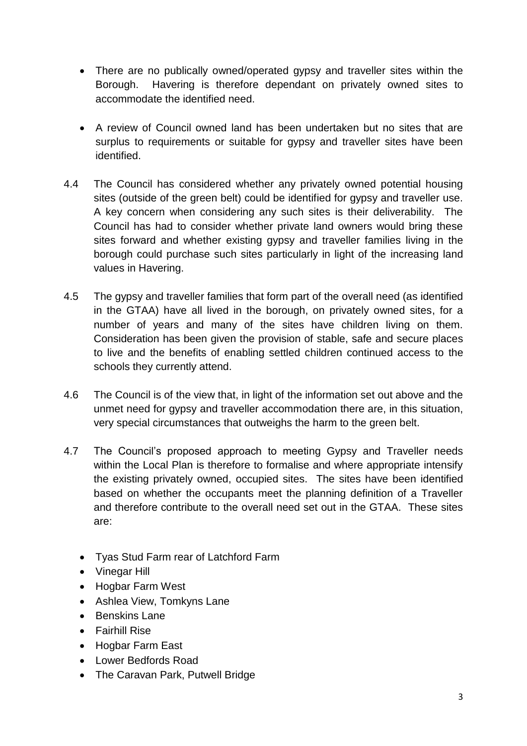- There are no publically owned/operated gypsy and traveller sites within the Borough. Havering is therefore dependant on privately owned sites to accommodate the identified need.

- A review of Council owned land has been undertaken but no sites that are surplus to requirements or suitable for gypsy and traveller sites have been identified.

4.4 The Council has considered whether any privately owned potential housing sites (outside of the green belt) could be identified for gypsy and traveller use. A key concern when considering any such sites is their deliverability. The Council has had to consider whether private land owners would bring these sites forward and whether existing gypsy and traveller families living in the borough could purchase such sites particularly in light of the increasing land values in Havering.

4.5 The gypsy and traveller families that form part of the overall need (as identified in the GTAA) have all lived in the borough, on privately owned sites, for a number of years and many of the sites have children living on them. Consideration has been given the provision of stable, safe and secure places to live and the benefits of enabling settled children continued access to the schools they currently attend.

4.6 The Council is of the view that, in light of the information set out above and the unmet need for gypsy and traveller accommodation there are, in this situation, very special circumstances that outweighs the harm to the green belt.

4.7 The Council's proposed approach to meeting Gypsy and Traveller needs within the Local Plan is therefore to formalise and where appropriate intensify the existing privately owned, occupied sites. The sites have been identified based on whether the occupants meet the planning definition of a Traveller and therefore contribute to the overall need set out in the GTAA. These sites are:

- Tyas Stud Farm rear of Latchford Farm
- Vinegar Hill
- Hogbar Farm West
- Ashlea View, Tomkyns Lane
- Benskins Lane
- Fairhill Rise
- Hogbar Farm East
- Lower Bedfords Road
- The Caravan Park, Putwell Bridge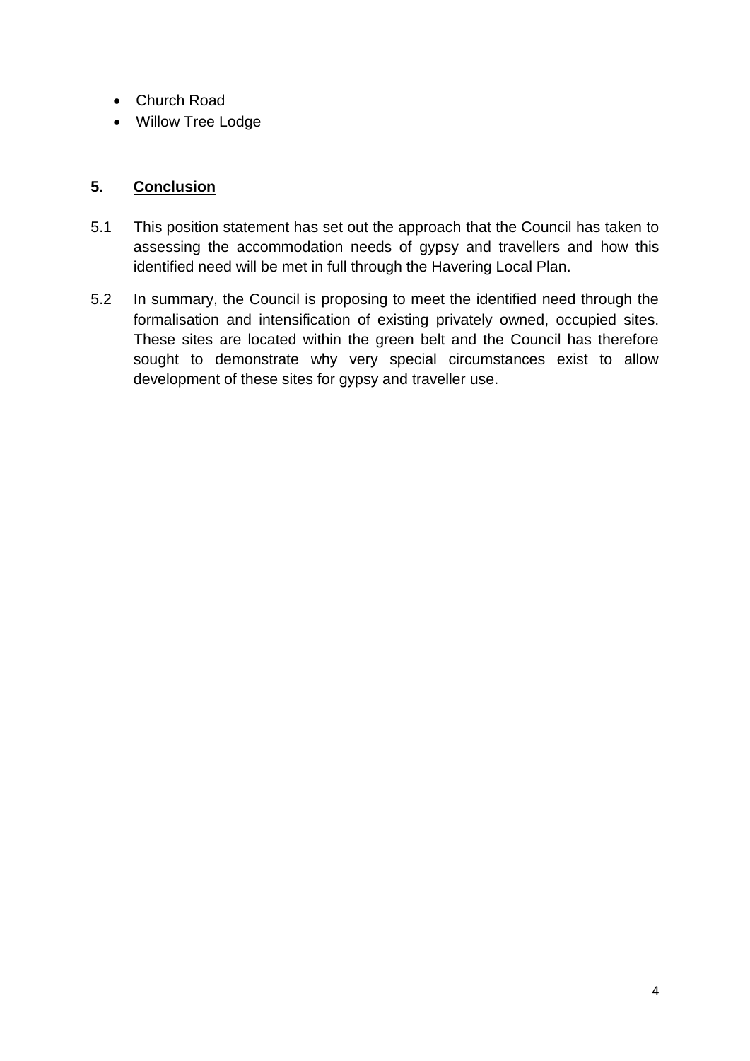- Church Road
- Willow Tree Lodge

## 5. Conclusion

5.1 This position statement has set out the approach that the Council has taken to assessing the accommodation needs of gypsy and travellers and how this identified need will be met in full through the Havering Local Plan.

5.2 In summary, the Council is proposing to meet the identified need through the formalisation and intensification of existing privately owned, occupied sites. These sites are located within the green belt and the Council has therefore sought to demonstrate why very special circumstances exist to allow development of these sites for gypsy and traveller use.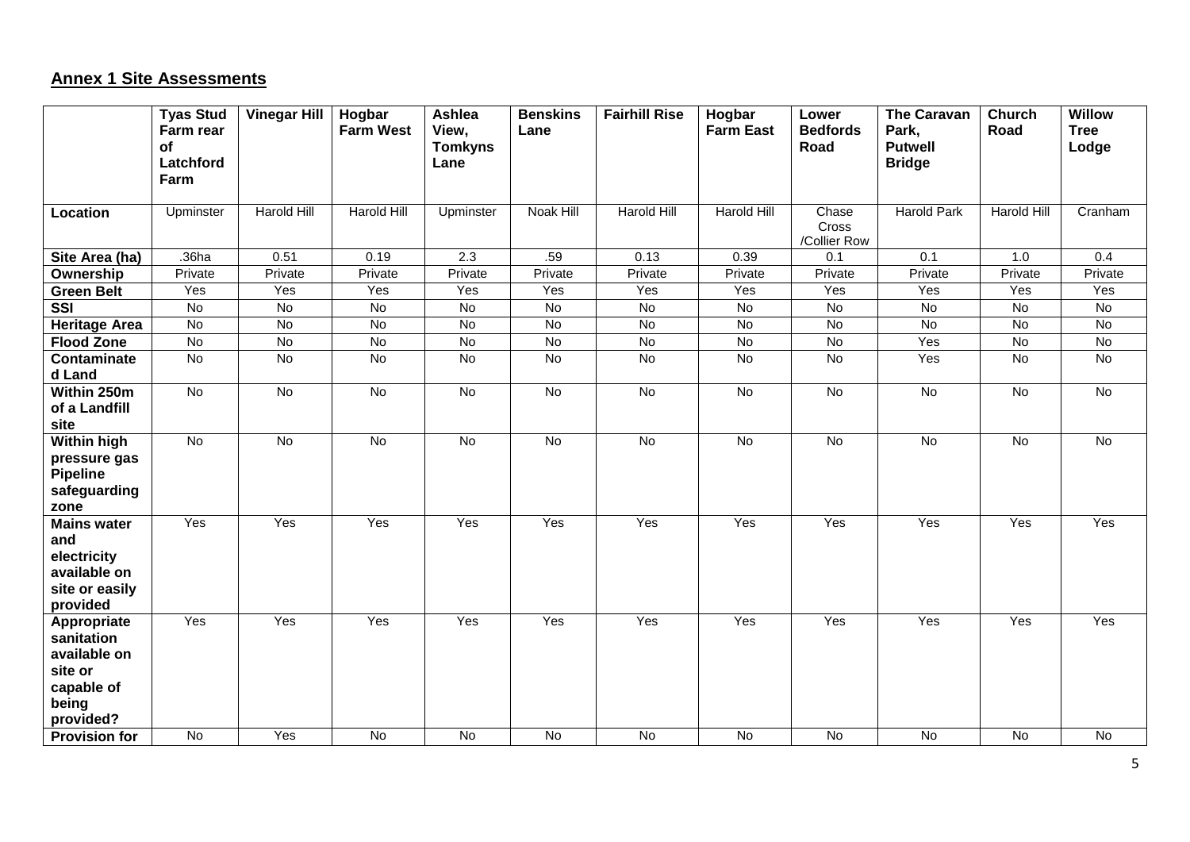## Annex 1 Site Assessments

| | Tyas Stud Farm rear of Latchford Farm | Vinegar Hill | Hogbar Farm West | Ashlea View, Tomkyns Lane | Benskins Lane | Fairhill Rise | Hogbar Farm East | Lower Bedfords Road | The Caravan Park, Putwell Bridge | Church Road | Willow Tree Lodge |
|---|---|---|---|---|---|---|---|---|---|---|---|
| **Location** | Upminster | Harold Hill | Harold Hill | Upminster | Noak Hill | Harold Hill | Harold Hill | Chase Cross /Collier Row | Harold Park | Harold Hill | Cranham |
| **Site Area (ha)** | .36ha | 0.51 | 0.19 | 2.3 | .59 | 0.13 | 0.39 | 0.1 | 0.1 | 1.0 | 0.4 |
| **Ownership** | Private | Private | Private | Private | Private | Private | Private | Private | Private | Private | Private |
| **Green Belt** | Yes | Yes | Yes | Yes | Yes | Yes | Yes | Yes | Yes | Yes | Yes |
| **SSI** | No | No | No | No | No | No | No | No | No | No | No |
| **Heritage Area** | No | No | No | No | No | No | No | No | No | No | No |
| **Flood Zone** | No | No | No | No | No | No | No | No | Yes | No | No |
| **Contaminated Land** | No | No | No | No | No | No | No | No | Yes | No | No |
| **Within 250m of a Landfill site** | No | No | No | No | No | No | No | No | No | No | No |
| **Within high pressure gas Pipeline safeguarding zone** | No | No | No | No | No | No | No | No | No | No | No |
| **Mains water and electricity available on site or easily provided** | Yes | Yes | Yes | Yes | Yes | Yes | Yes | Yes | Yes | Yes | Yes |
| **Appropriate sanitation available on site or capable of being provided?** | Yes | Yes | Yes | Yes | Yes | Yes | Yes | Yes | Yes | Yes | Yes |
| **Provision for** | No | Yes | No | No | No | No | No | No | No | No | No |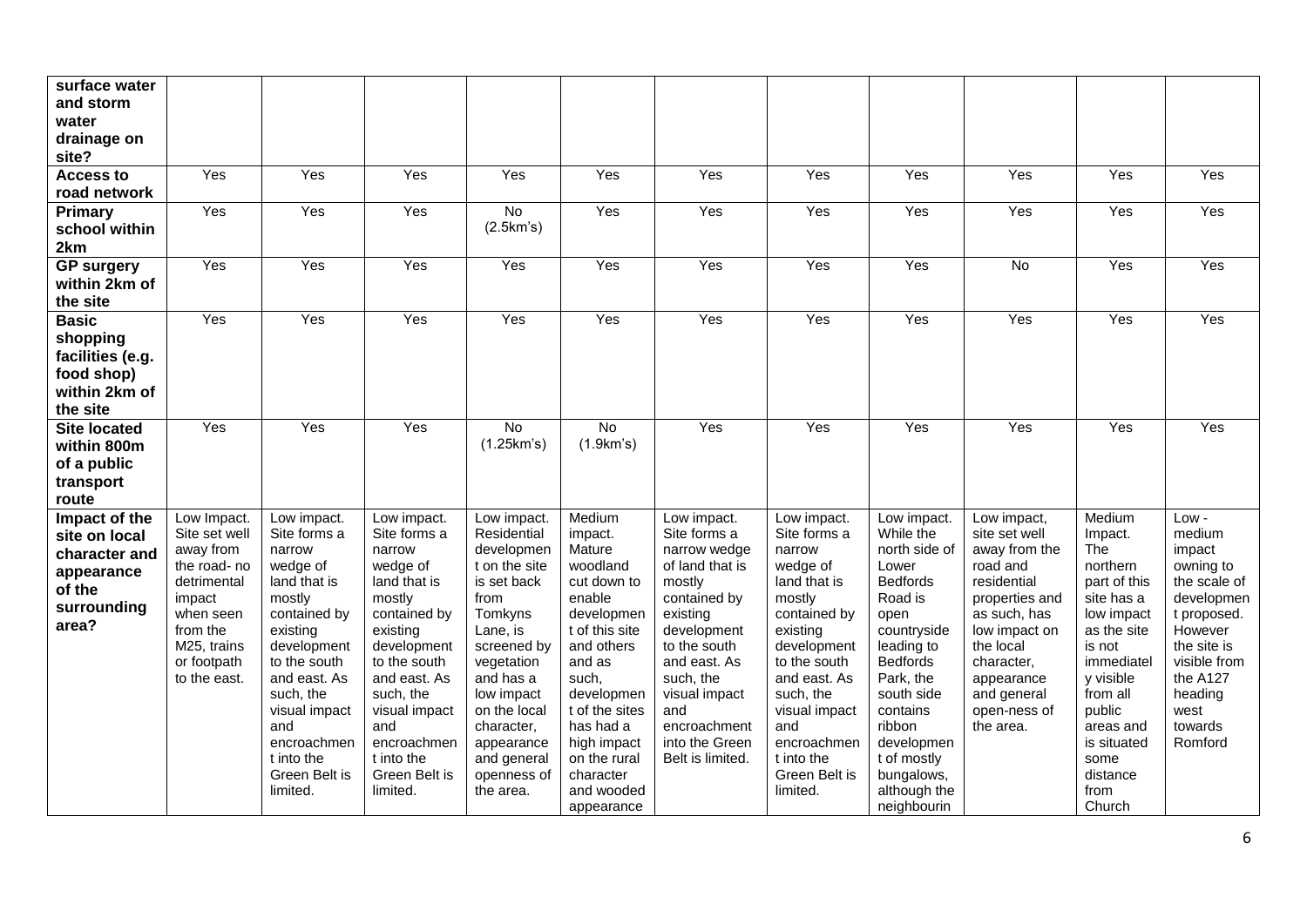| surface water and storm water drainage on site? | | | | | | | | | | | |
|---|---|---|---|---|---|---|---|---|---|---|---|
| **Access to road network** | Yes | Yes | Yes | Yes | Yes | Yes | Yes | Yes | Yes | Yes | Yes |
| **Primary school within 2km** | Yes | Yes | Yes | No (2.5km's) | Yes | Yes | Yes | Yes | Yes | Yes | Yes |
| **GP surgery within 2km of the site** | Yes | Yes | Yes | Yes | Yes | Yes | Yes | Yes | No | Yes | Yes |
| **Basic shopping facilities (e.g. food shop) within 2km of the site** | Yes | Yes | Yes | Yes | Yes | Yes | Yes | Yes | Yes | Yes | Yes |
| **Site located within 800m of a public transport route** | Yes | Yes | Yes | No (1.25km's) | No (1.9km's) | Yes | Yes | Yes | Yes | Yes | Yes |
| **Impact of the site on local character and appearance of the surrounding area?** | Low Impact. Site set well away from the road- no detrimental impact when seen from the M25, trains or footpath to the east. | Low impact. Site forms a narrow wedge of land that is mostly contained by existing development to the south and east. As such, the visual impact and encroachment into the Green Belt is limited. | Low impact. Site forms a narrow wedge of land that is mostly contained by existing development to the south and east. As such, the visual impact and encroachment into the Green Belt is limited. | Low impact. Residential development on the site is set back from Tomkyns Lane, is screened by vegetation and has a low impact on the local character, appearance and general openness of the area. | Medium impact. Mature woodland cut down to enable development of this site and others and as such, development of the sites has had a high impact on the rural character and wooded appearance | Low impact. Site forms a narrow wedge of land that is mostly contained by existing development to the south and east. As such, the visual impact and encroachment into the Green Belt is limited. | Low impact. Site forms a narrow wedge of land that is mostly contained by existing development to the south and east. As such, the visual impact and encroachment into the Green Belt is limited. | Low impact. While the north side of Lower Bedfords Road is open countryside leading to Bedfords Park, the south side contains ribbon development of mostly bungalows, although the neighbourin | Low impact, site set well away from the road and residential properties and as such, has low impact on the local character, appearance and general open-ness of the area. | Medium Impact. The northern part of this site has a low impact as the site is not immediately visible from all public areas and is situated some distance from Church | Low - medium impact owning to the scale of development proposed. However the site is visible from the A127 heading west towards Romford |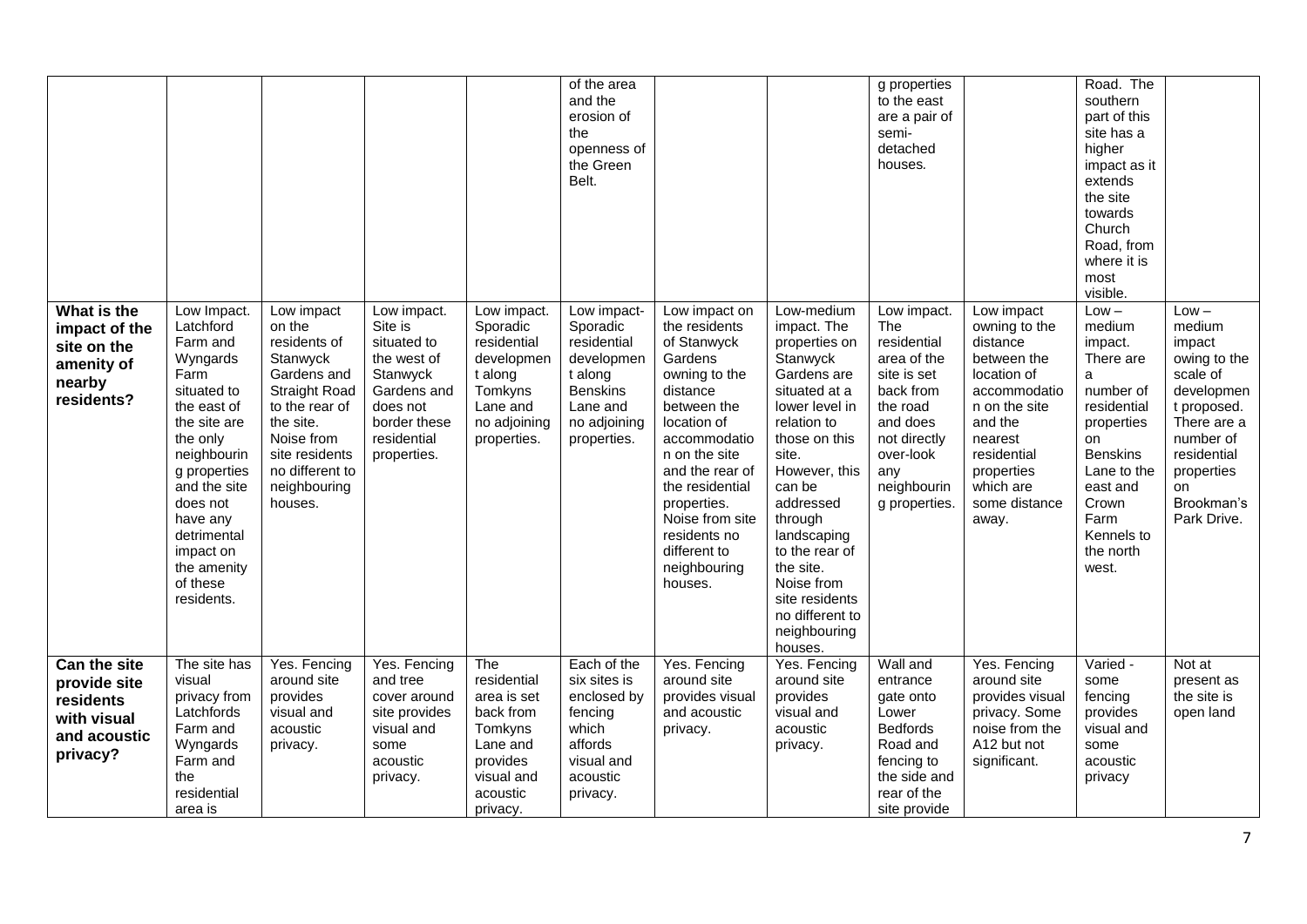| | | | | | | | | | | | |
|---|---|---|---|---|---|---|---|---|---|---|---|
| | | | | | of the area and the erosion of the openness of the Green Belt. | | | g properties to the east are a pair of semi-detached houses. | | Road. The southern part of this site has a higher impact as it extends the site towards Church Road, from where it is most visible. | |
| **What is the impact of the site on the amenity of nearby residents?** | Low Impact. Latchford Farm and Wyngards Farm situated to the east of the site are the only neighbouring properties and the site does not have any detrimental impact on the amenity of these residents. | Low impact on the residents of Stanwyck Gardens and Straight Road to the rear of the site. Noise from site residents no different to neighbouring houses. | Low impact. Site is situated to the west of Stanwyck Gardens and does not border these residential properties. | Low impact. Sporadic residential development along Tomkyns Lane and no adjoining properties. | Low impact- Sporadic residential development along Benskins Lane and no adjoining properties. | Low impact on the residents of Stanwyck Gardens owning to the distance between the location of accommodation on the site and the rear of the residential properties. Noise from site residents no different to neighbouring houses. | Low-medium impact. The properties on Stanwyck Gardens are situated at a lower level in relation to those on this site. However, this can be addressed through landscaping to the rear of the site. Noise from site residents no different to neighbouring houses. | Low impact. The residential area of the site is set back from the road and does not directly over-look any neighbouring properties. | Low impact owning to the distance between the location of accommodation on the site and the nearest residential properties which are some distance away. | Low – medium impact. There are a number of residential properties on Benskins Lane to the east and Crown Farm Kennels to the north west. | Low – medium impact owing to the scale of development proposed. There are a number of residential properties on Brookman's Park Drive. |
| **Can the site provide site residents with visual and acoustic privacy?** | The site has visual privacy from Latchfords Farm and Wyngards Farm and the residential area is | Yes. Fencing around site provides visual and acoustic privacy. | Yes. Fencing and tree cover around site provides visual and some acoustic privacy. | The residential area is set back from Tomkyns Lane and provides visual and acoustic privacy. | Each of the six sites is enclosed by fencing which affords visual and acoustic privacy. | Yes. Fencing around site provides visual and acoustic privacy. | Yes. Fencing around site provides visual and acoustic privacy. | Wall and entrance gate onto Lower Bedfords Road and fencing to the side and rear of the site provide | Yes. Fencing around site provides visual privacy. Some noise from the A12 but not significant. | Varied - some fencing provides visual and some acoustic privacy | Not at present as the site is open land |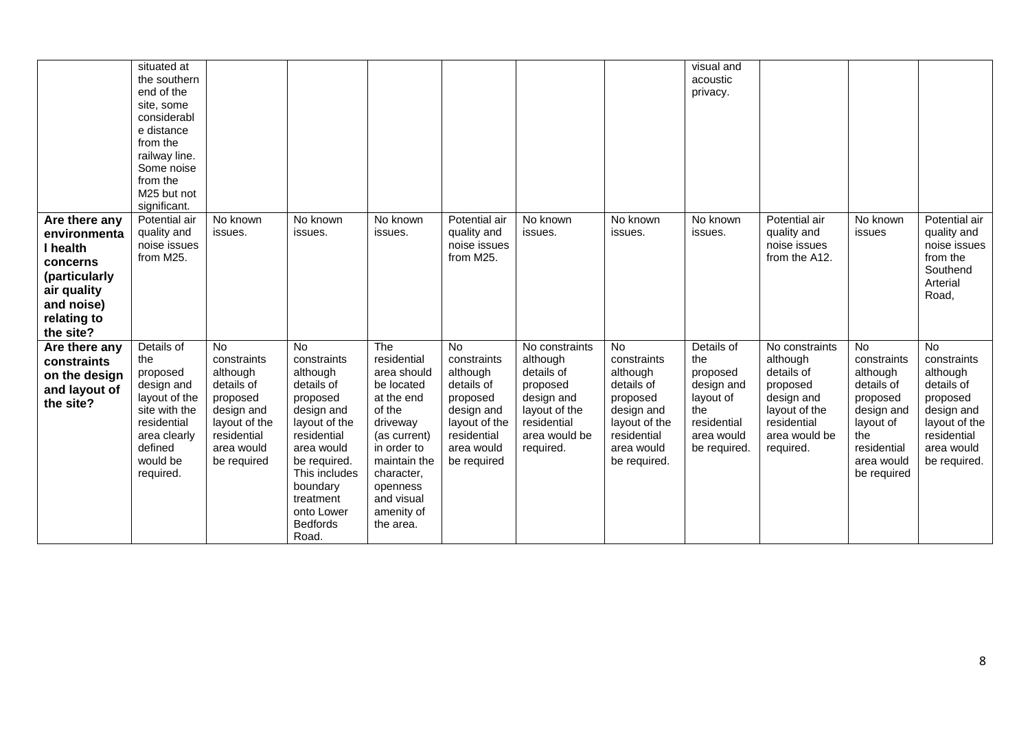| | | | | | | | | | | | |
|---|---|---|---|---|---|---|---|---|---|---|---|
| | situated at the southern end of the site, some considerable distance from the railway line. Some noise from the M25 but not significant. | | | | | | | visual and acoustic privacy. | | | |
| **Are there any environmental health concerns (particularly air quality and noise) relating to the site?** | Potential air quality and noise issues from M25. | No known issues. | No known issues. | No known issues. | Potential air quality and noise issues from M25. | No known issues. | No known issues. | No known issues. | Potential air quality and noise issues from the A12. | No known issues | Potential air quality and noise issues from the Southend Arterial Road, |
| **Are there any constraints on the design and layout of the site?** | Details of the proposed design and layout of the site with the residential area clearly defined would be required. | No constraints although details of proposed design and layout of the residential area would be required | No constraints although details of proposed design and layout of the residential area would be required. This includes boundary treatment onto Lower Bedfords Road. | The residential area should be located at the end of the driveway (as current) in order to maintain the character, openness and visual amenity of the area. | No constraints although details of proposed design and layout of the residential area would be required | No constraints although details of proposed design and layout of the residential area would be required. | No constraints although details of proposed design and layout of the residential area would be required. | Details of the proposed design and layout of the residential area would be required. | No constraints although details of proposed design and layout of the residential area would be required. | No constraints although details of proposed design and layout of the residential area would be required | No constraints although details of proposed design and layout of the residential area would be required. |